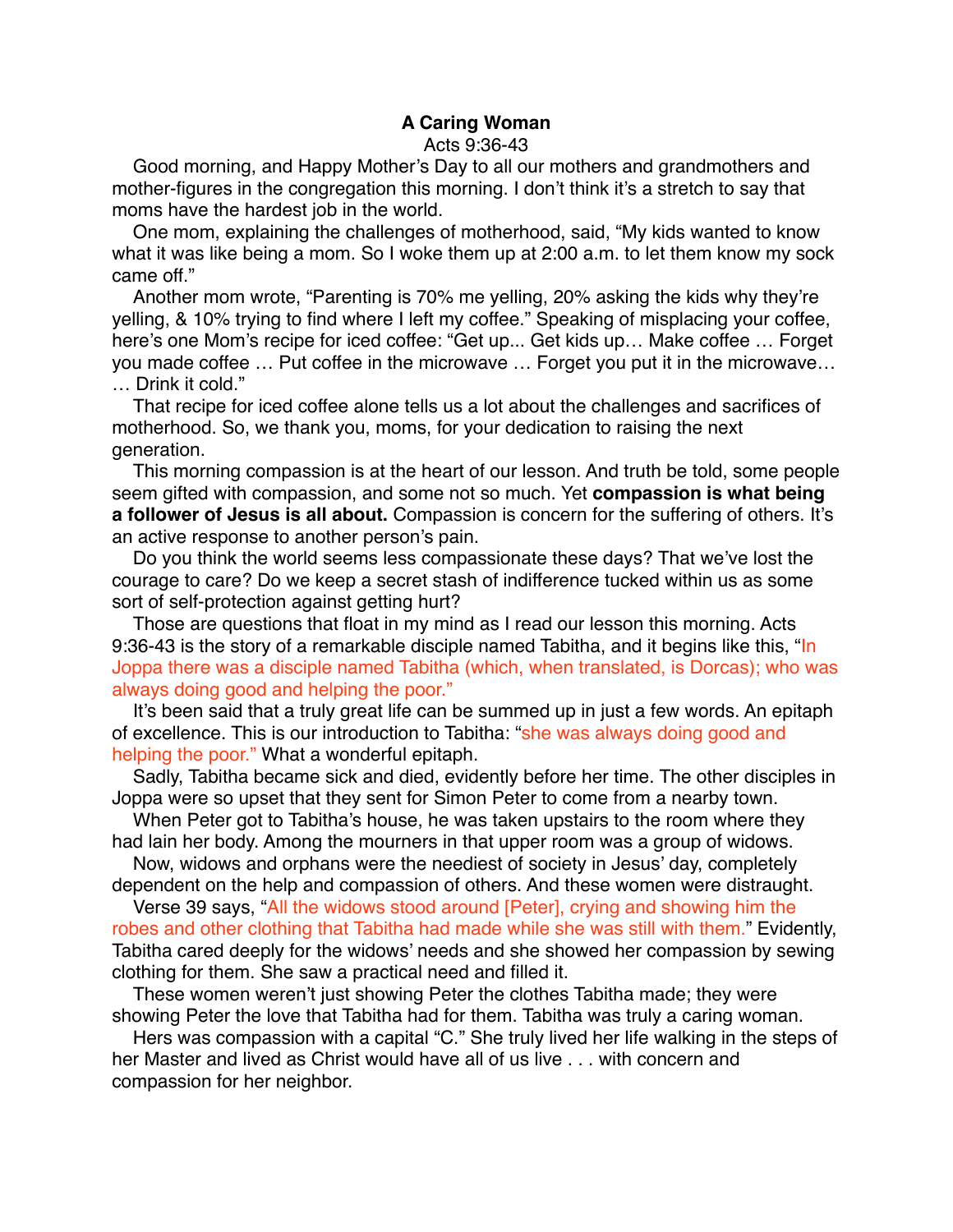**A Caring Woman**

Acts 9:36-43

Good morning, and Happy Mother's Day to all our mothers and grandmothers and mother-figures in the congregation this morning. I don't think it's a stretch to say that moms have the hardest job in the world.

One mom, explaining the challenges of motherhood, said, "My kids wanted to know what it was like being a mom. So I woke them up at 2:00 a.m. to let them know my sock came off."

Another mom wrote, "Parenting is 70% me yelling, 20% asking the kids why they're yelling, & 10% trying to find where I left my coffee." Speaking of misplacing your coffee, here's one Mom's recipe for iced coffee: "Get up... Get kids up… Make coffee … Forget you made coffee … Put coffee in the microwave … Forget you put it in the microwave… … Drink it cold."

That recipe for iced coffee alone tells us a lot about the challenges and sacrifices of motherhood. So, we thank you, moms, for your dedication to raising the next generation.

This morning compassion is at the heart of our lesson. And truth be told, some people seem gifted with compassion, and some not so much. Yet **compassion is what being a follower of Jesus is all about.** Compassion is concern for the suffering of others. It's an active response to another person's pain.

Do you think the world seems less compassionate these days? That we've lost the courage to care? Do we keep a secret stash of indifference tucked within us as some sort of self-protection against getting hurt?

Those are questions that float in my mind as I read our lesson this morning. Acts 9:36-43 is the story of a remarkable disciple named Tabitha, and it begins like this, "In Joppa there was a disciple named Tabitha (which, when translated, is Dorcas); who was always doing good and helping the poor."

It's been said that a truly great life can be summed up in just a few words. An epitaph of excellence. This is our introduction to Tabitha: "she was always doing good and helping the poor." What a wonderful epitaph.

Sadly, Tabitha became sick and died, evidently before her time. The other disciples in Joppa were so upset that they sent for Simon Peter to come from a nearby town.

When Peter got to Tabitha's house, he was taken upstairs to the room where they had lain her body. Among the mourners in that upper room was a group of widows.

Now, widows and orphans were the neediest of society in Jesus' day, completely dependent on the help and compassion of others. And these women were distraught.

Verse 39 says, "All the widows stood around [Peter], crying and showing him the robes and other clothing that Tabitha had made while she was still with them." Evidently, Tabitha cared deeply for the widows' needs and she showed her compassion by sewing clothing for them. She saw a practical need and filled it.

These women weren't just showing Peter the clothes Tabitha made; they were showing Peter the love that Tabitha had for them. Tabitha was truly a caring woman.

Hers was compassion with a capital "C." She truly lived her life walking in the steps of her Master and lived as Christ would have all of us live . . . with concern and compassion for her neighbor.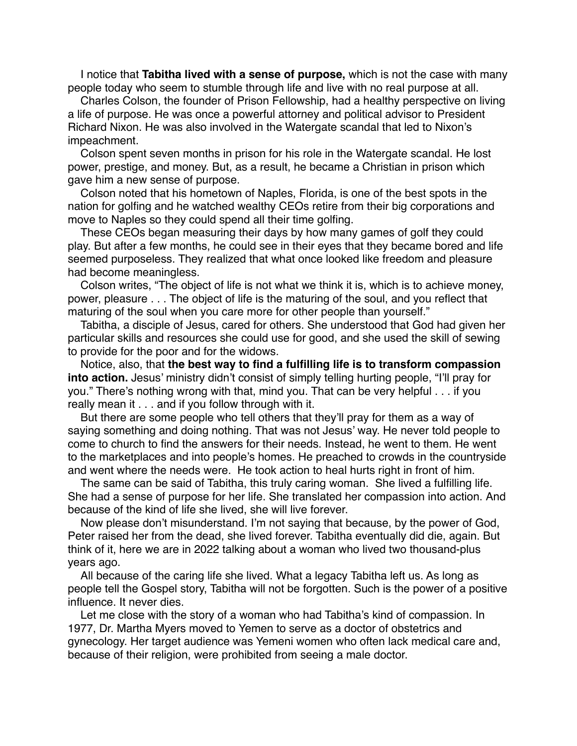I notice that **Tabitha lived with a sense of purpose,** which is not the case with many people today who seem to stumble through life and live with no real purpose at all.

Charles Colson, the founder of Prison Fellowship, had a healthy perspective on living a life of purpose. He was once a powerful attorney and political advisor to President Richard Nixon. He was also involved in the Watergate scandal that led to Nixon's impeachment.

Colson spent seven months in prison for his role in the Watergate scandal. He lost power, prestige, and money. But, as a result, he became a Christian in prison which gave him a new sense of purpose.

Colson noted that his hometown of Naples, Florida, is one of the best spots in the nation for golfing and he watched wealthy CEOs retire from their big corporations and move to Naples so they could spend all their time golfing.

These CEOs began measuring their days by how many games of golf they could play. But after a few months, he could see in their eyes that they became bored and life seemed purposeless. They realized that what once looked like freedom and pleasure had become meaningless.

Colson writes, "The object of life is not what we think it is, which is to achieve money, power, pleasure . . . The object of life is the maturing of the soul, and you reflect that maturing of the soul when you care more for other people than yourself."

Tabitha, a disciple of Jesus, cared for others. She understood that God had given her particular skills and resources she could use for good, and she used the skill of sewing to provide for the poor and for the widows.

Notice, also, that **the best way to find a fulfilling life is to transform compassion into action.** Jesus' ministry didn't consist of simply telling hurting people, "I'll pray for you." There's nothing wrong with that, mind you. That can be very helpful . . . if you really mean it . . . and if you follow through with it.

But there are some people who tell others that they'll pray for them as a way of saying something and doing nothing. That was not Jesus' way. He never told people to come to church to find the answers for their needs. Instead, he went to them. He went to the marketplaces and into people's homes. He preached to crowds in the countryside and went where the needs were. He took action to heal hurts right in front of him.

The same can be said of Tabitha, this truly caring woman. She lived a fulfilling life. She had a sense of purpose for her life. She translated her compassion into action. And because of the kind of life she lived, she will live forever.

Now please don't misunderstand. I'm not saying that because, by the power of God, Peter raised her from the dead, she lived forever. Tabitha eventually did die, again. But think of it, here we are in 2022 talking about a woman who lived two thousand-plus years ago.

All because of the caring life she lived. What a legacy Tabitha left us. As long as people tell the Gospel story, Tabitha will not be forgotten. Such is the power of a positive influence. It never dies.

Let me close with the story of a woman who had Tabitha's kind of compassion. In 1977, Dr. Martha Myers moved to Yemen to serve as a doctor of obstetrics and gynecology. Her target audience was Yemeni women who often lack medical care and, because of their religion, were prohibited from seeing a male doctor.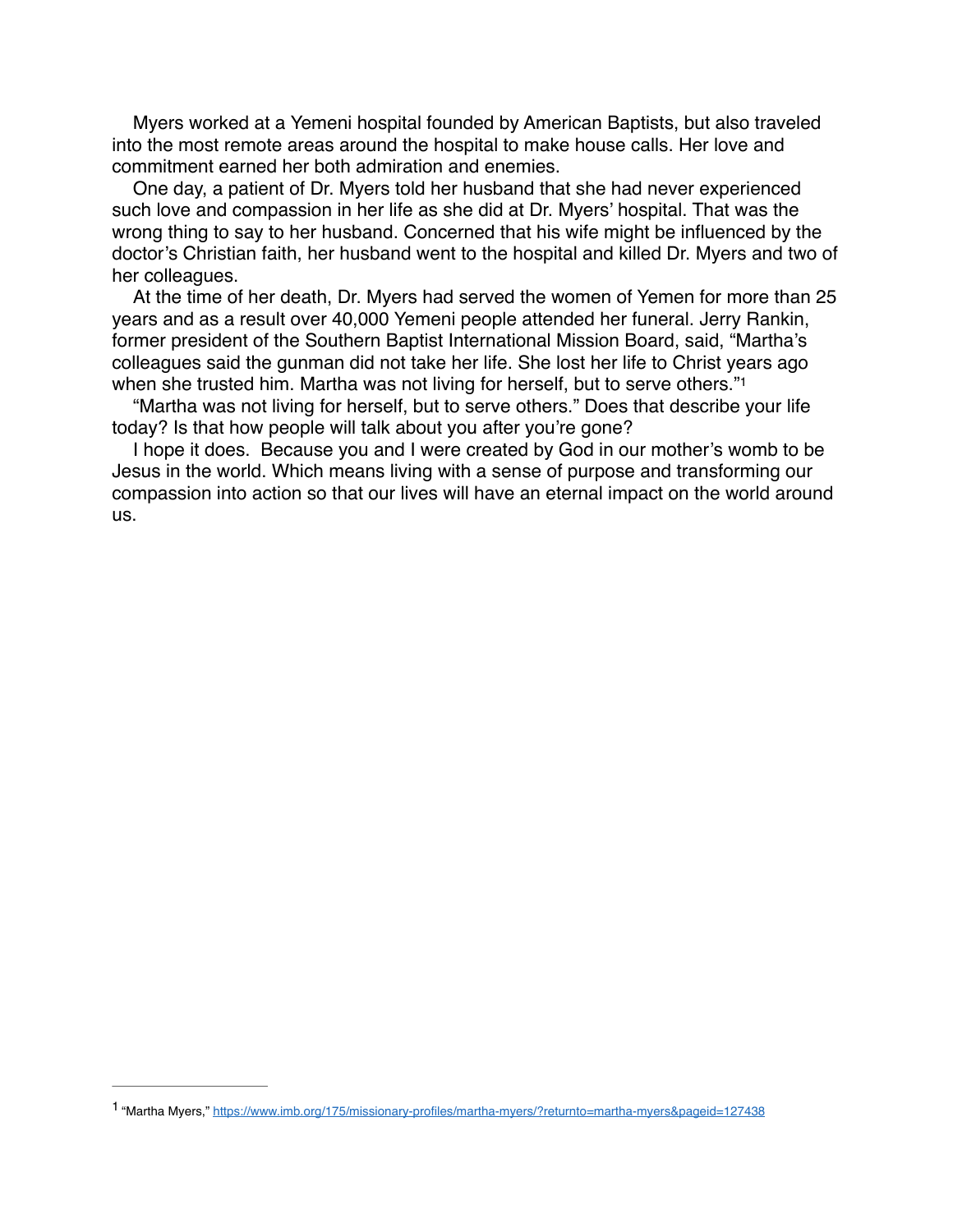Myers worked at a Yemeni hospital founded by American Baptists, but also traveled into the most remote areas around the hospital to make house calls. Her love and commitment earned her both admiration and enemies.

One day, a patient of Dr. Myers told her husband that she had never experienced such love and compassion in her life as she did at Dr. Myers' hospital. That was the wrong thing to say to her husband. Concerned that his wife might be influenced by the doctor's Christian faith, her husband went to the hospital and killed Dr. Myers and two of her colleagues.

At the time of her death, Dr. Myers had served the women of Yemen for more than 25 years and as a result over 40,000 Yemeni people attended her funeral. Jerry Rankin, former president of the Southern Baptist International Mission Board, said, "Martha's colleagues said the gunman did not take her life. She lost her life to Christ years ago when she trusted him. Martha was not living for herself, but to serve others."[1]

"Martha was not living for herself, but to serve others." Does that describe your life today? Is that how people will talk about you after you're gone?

I hope it does. Because you and I were created by God in our mother's womb to be Jesus in the world. Which means living with a sense of purpose and transforming our compassion into action so that our lives will have an eternal impact on the world around us.

---

[1] "Martha Myers," https://www.imb.org/175/missionary-profiles/martha-myers/?returnto=martha-myers&pageid=127438